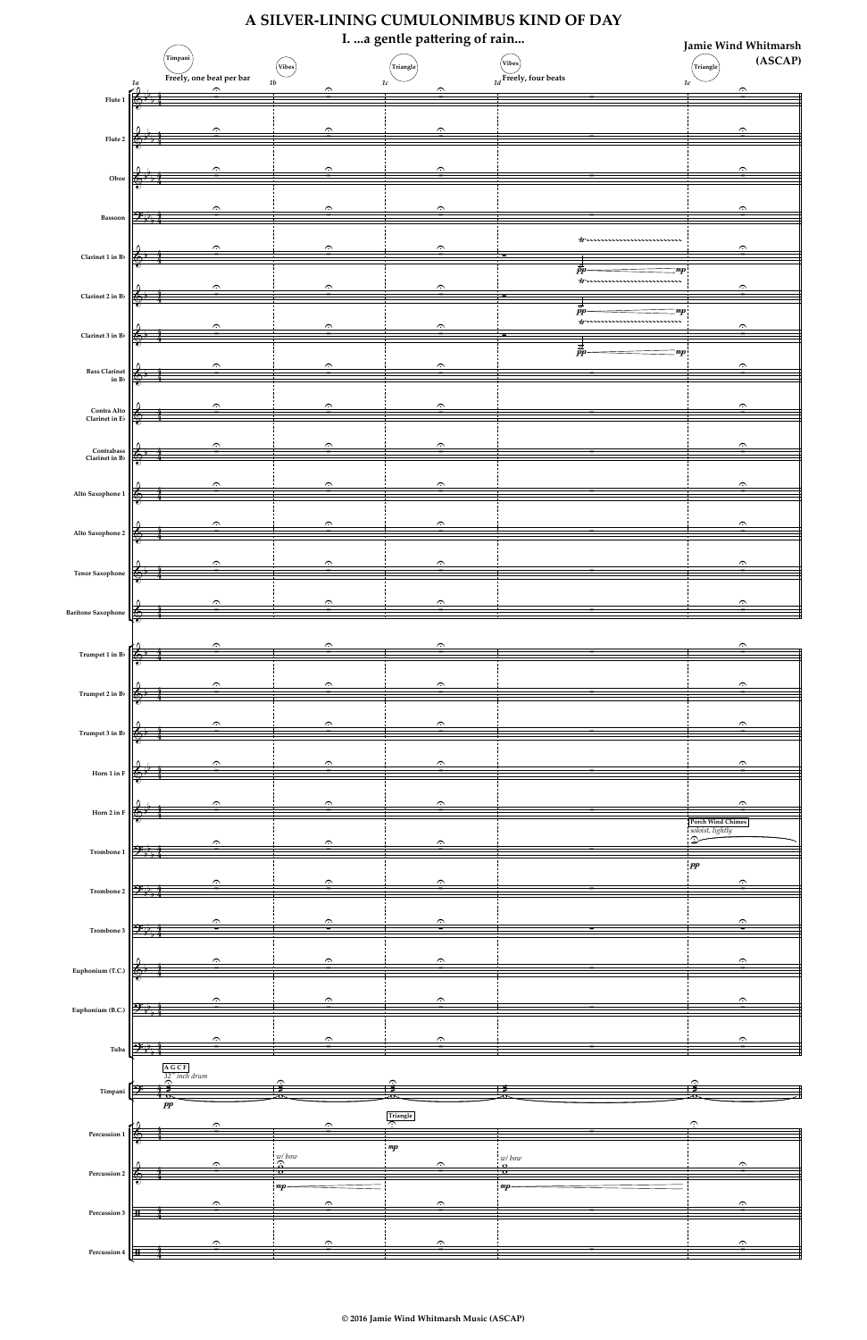# A SILVER-LINING CUMULONIMBUS KIND OF DAY

## I. ...a gentle pattering of rain...

**Jamie Wind Whitmarsh (ASCAP)**

© 2016 Jamie Wind Whitmarsh Music (ASCAP)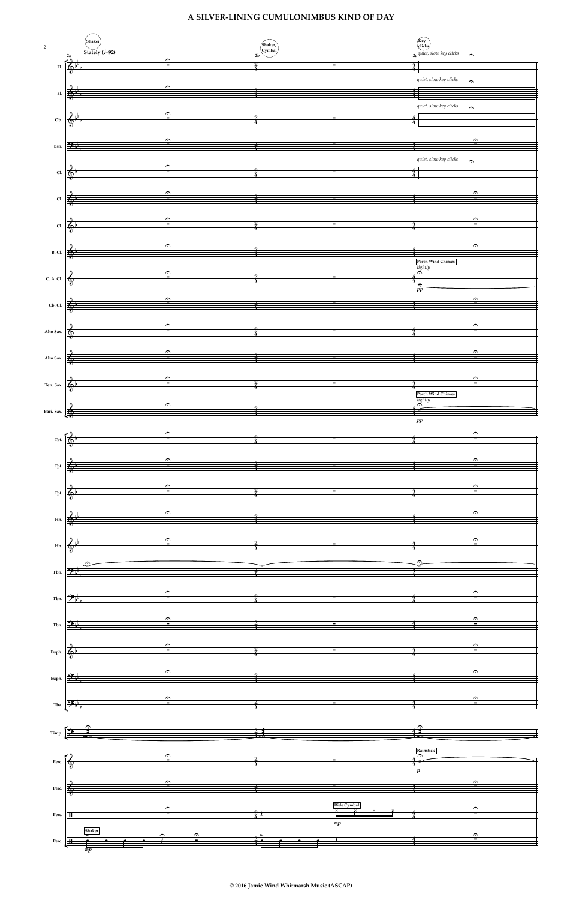# A SILVER-LINING CUMULONIMBUS KIND OF DAY

Shaker

Stately (♩=92)

2a

Shaker, Cymbal

2b

Key clicks

2c

*quiet, slow key clicks*

Fl.

*quiet, slow key clicks*

Fl.

*quiet, slow key clicks*

Ob.

Bsn.

*quiet, slow key clicks*

Cl.

Cl.

Cl.

B. Cl.

Porch Wind Chimes

*lightly*

C. A. Cl.

*pp*

Cb. Cl.

Alto Sax.

Alto Sax.

Ten. Sax.

Porch Wind Chimes

*lightly*

Bari. Sax.

*pp*

Tpt.

Tpt.

Tpt.

Hn.

Hn.

Tbn.

Tbn.

Tbn.

Euph.

Euph.

Tba.

Timp.

Rainstick

Perc.

*p*

Perc.

Ride Cymbal

Perc.

*mp*

Shaker

Perc.

*mp*

© 2016 Jamie Wind Whitmarsh Music (ASCAP)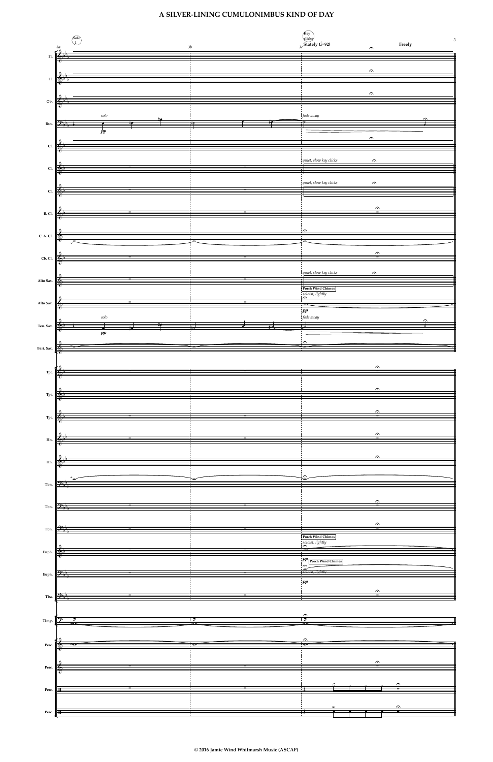# A SILVER-LINING CUMULONIMBUS KIND OF DAY

© 2016 Jamie Wind Whitmarsh Music (ASCAP)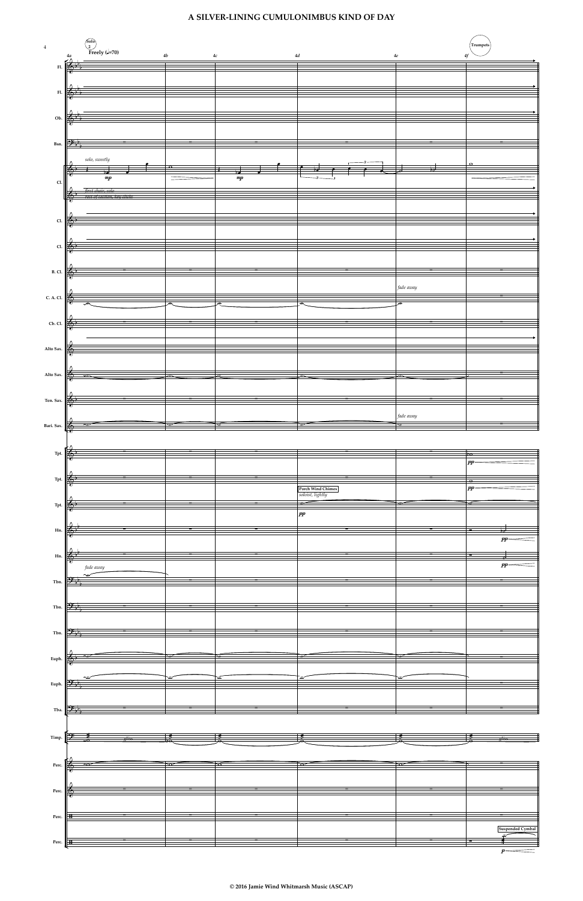# A SILVER-LINING CUMULONIMBUS KIND OF DAY

Solo 2

Freely (♩=70)

4a 4b 4c 4d 4e 4f

Trumpets

Fl. Fl. Ob. Bsn.

Cl. *solo, sweetly* *mp* *mp*

*first chair, solo*
*rest of section, key clicks*

Cl. Cl. B. Cl.

C. A. Cl. *fade away*

Cb. Cl. Alto Sax. Alto Sax. Ten. Sax.

Bari. Sax. *fade away*

Tpt. *pp*

Tpt. *pp*

Porch Wind Chimes
*soloist, lightly*

Tpt. *pp*

Hn. *pp*

Hn. *pp*

Tbn. *fade away*

Tbn. Tbn. Euph. Euph. Tba.

Timp. *gliss.* *gliss.*

Perc. Perc. Perc.

Suspended Cymbal

Perc. *p*

© 2016 Jamie Wind Whitmarsh Music (ASCAP)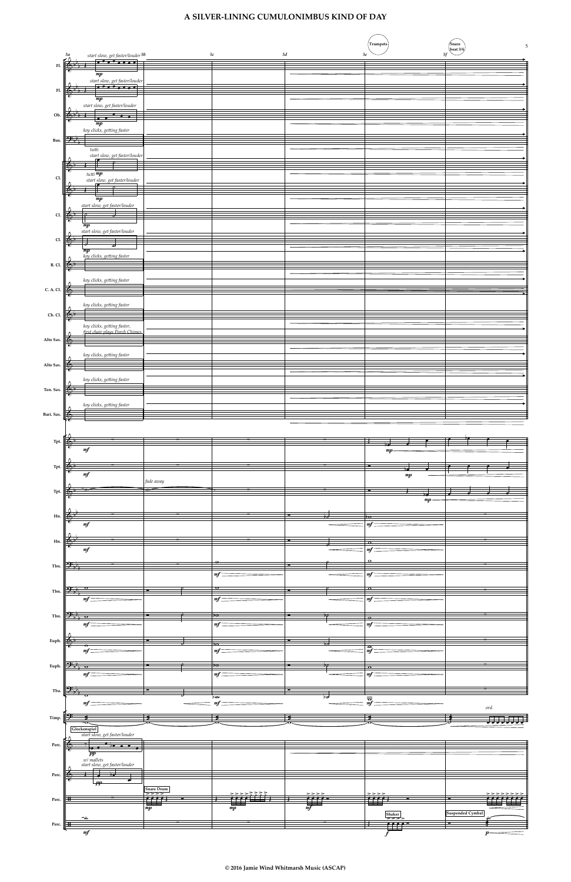# A SILVER-LINING CUMULONIMBUS KIND OF DAY

Trumpets

Snare beat 3/4

5a — 5b — 5c — 5d — 5e — 5f

Fl. — *start slow, get faster/louder* — *mp*

Fl. — *start slow, get faster/louder* — *mp*

Ob. — *start slow, get faster/louder* — *mp*

Bsn. — *key clicks, getting faster*

Cl. — *tutti* — *start slow, get faster/louder* — *tutti mp*

Cl. — *start slow, get faster/louder* — *mp*

Cl. — *start slow, get faster/louder* — *mp*

Cl. — *start slow, get faster/louder* — *mp*

B. Cl. — *key clicks, getting faster*

C. A. Cl. — *key clicks, getting faster*

Cb. Cl. — *key clicks, getting faster*

Alto Sax. — *key clicks, getting faster, first chair plays Porch Chimes*

Alto Sax. — *key clicks, getting faster*

Ten. Sax. — *key clicks, getting faster*

Bari. Sax. — *key clicks, getting faster*

Tpt. — *mf* — *mp*

Tpt. — *mf* — *mp*

Tpt. — *fade away* — *mp*

Hn. — *mf* — *mf*

Hn. — *mf* — *mf*

Tbn. — *mf* — *mf*

Tbn. — *mf* — *mf* — *mf*

Tbn. — *mf* — *mf* — *mf*

Euph. — *mf* — *mf* — *mf*

Euph. — *mf* — *mf* — *mf*

Tba. — *mf* — *mf* — *mf*

Timp. — *ord.*

Perc. — Glockenspiel — *start slow, get faster/louder* — *pp*

Perc. — *w/ mallets* — *start slow, get faster/louder* — *pp*

Perc. — Snare Drum — *mp* — *mp* — *mf*

Perc. — *mf* — Shaker — *f* — Suspended Cymbal — *p*

© 2016 Jamie Wind Whitmarsh Music (ASCAP)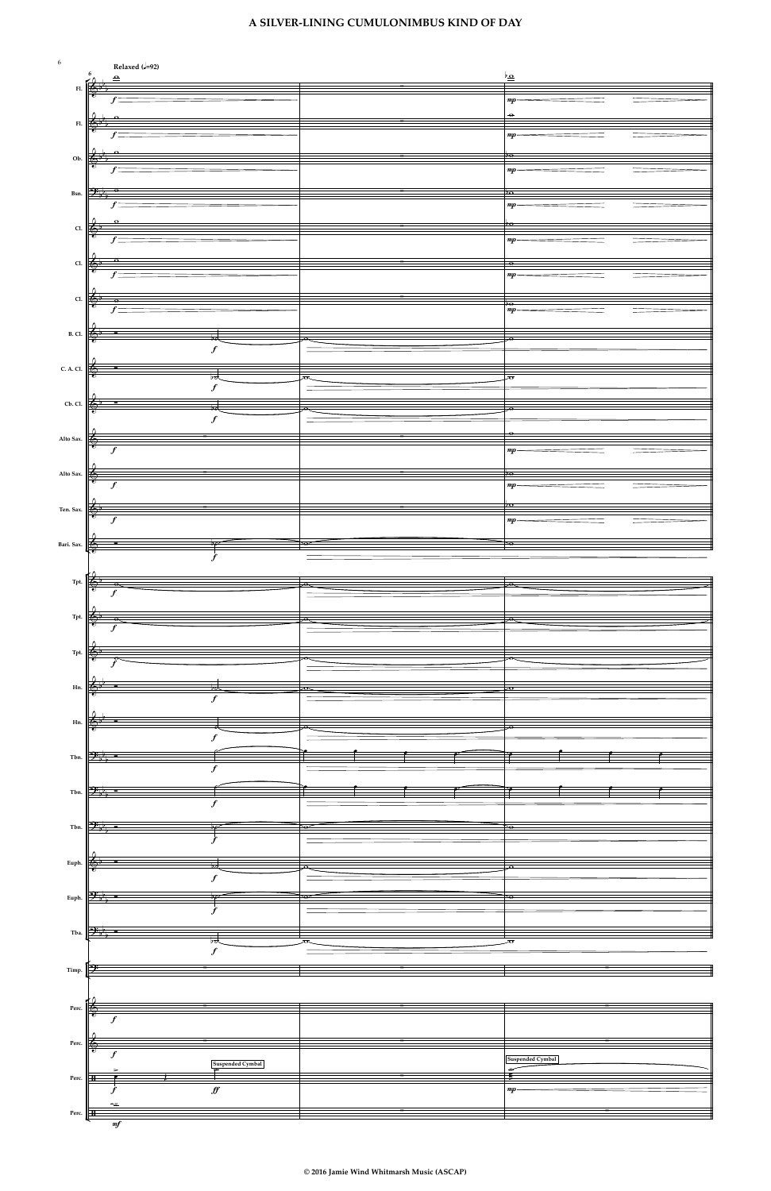# A SILVER-LINING CUMULONIMBUS KIND OF DAY

Relaxed (♩=92)

Fl.

Fl.

Ob.

Bsn.

Cl.

Cl.

Cl.

B. Cl.

C. A. Cl.

Cb. Cl.

Alto Sax.

Alto Sax.

Ten. Sax.

Bari. Sax.

Tpt.

Tpt.

Tpt.

Hn.

Hn.

Tbn.

Tbn.

Tbn.

Euph.

Euph.

Tba.

Timp.

Perc.

Perc.

Suspended Cymbal

Suspended Cymbal

Perc.

Perc.

© 2016 Jamie Wind Whitmarsh Music (ASCAP)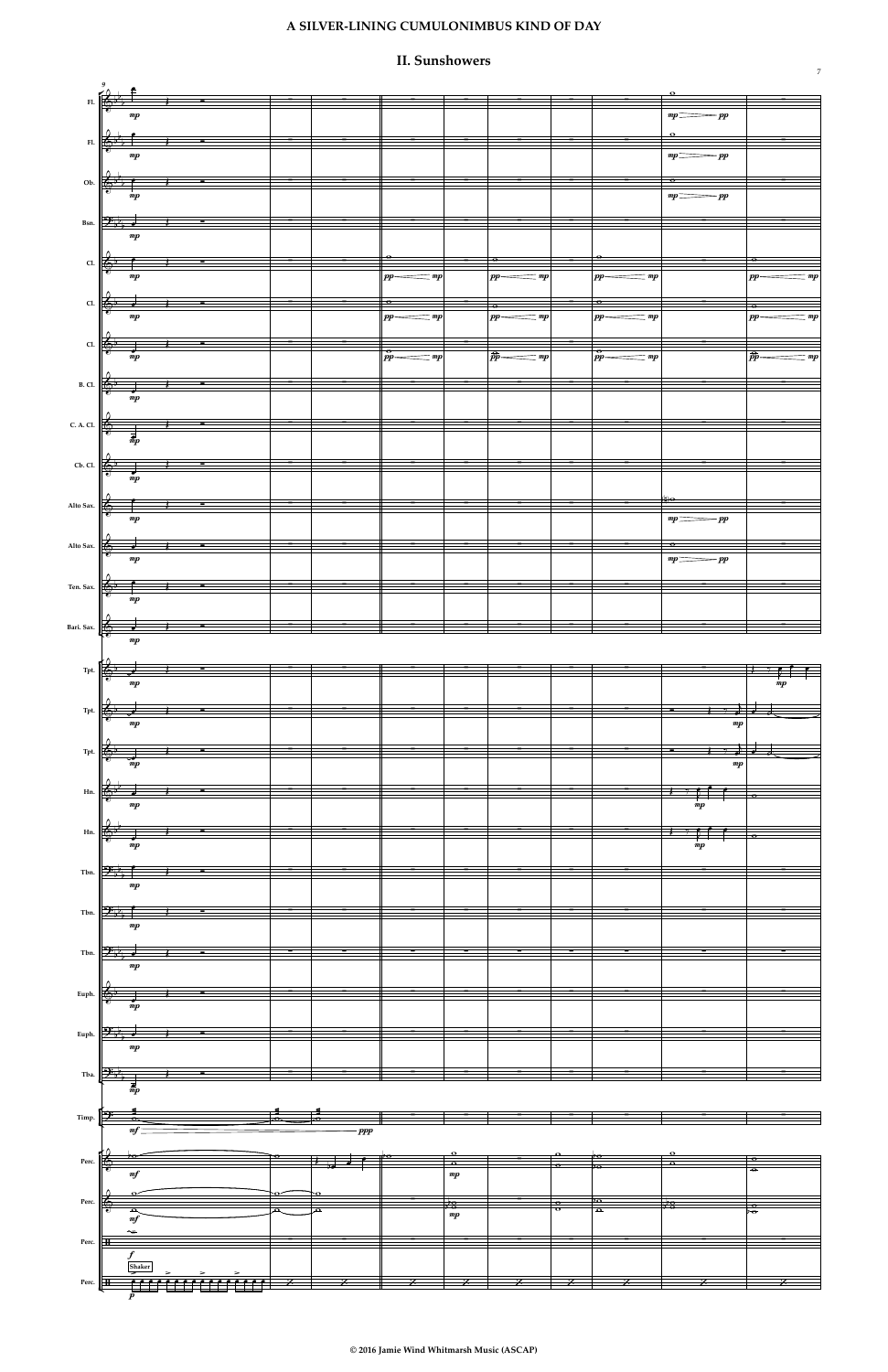# A SILVER-LINING CUMULONIMBUS KIND OF DAY

## II. Sunshowers

© 2016 Jamie Wind Whitmarsh Music (ASCAP)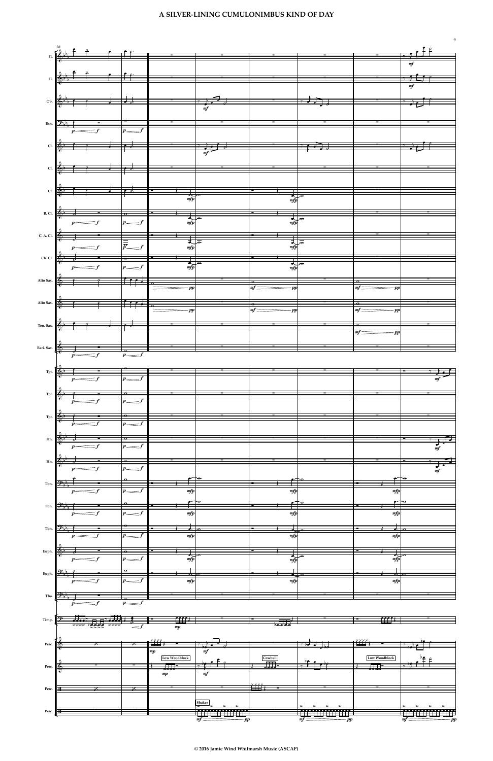# A SILVER-LINING CUMULONIMBUS KIND OF DAY

© 2016 Jamie Wind Whitmarsh Music (ASCAP)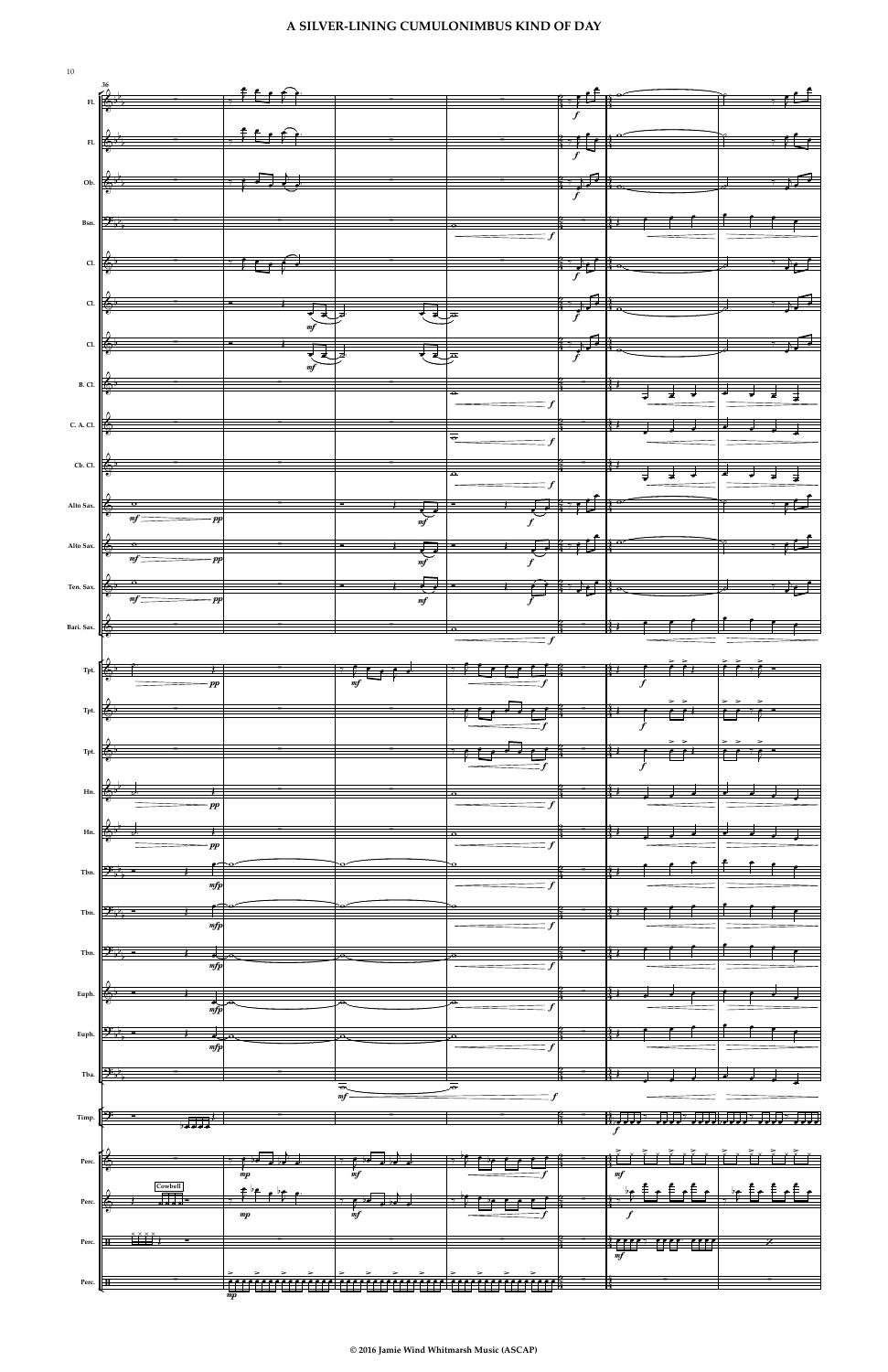# A SILVER-LINING CUMULONIMBUS KIND OF DAY

© 2016 Jamie Wind Whitmarsh Music (ASCAP)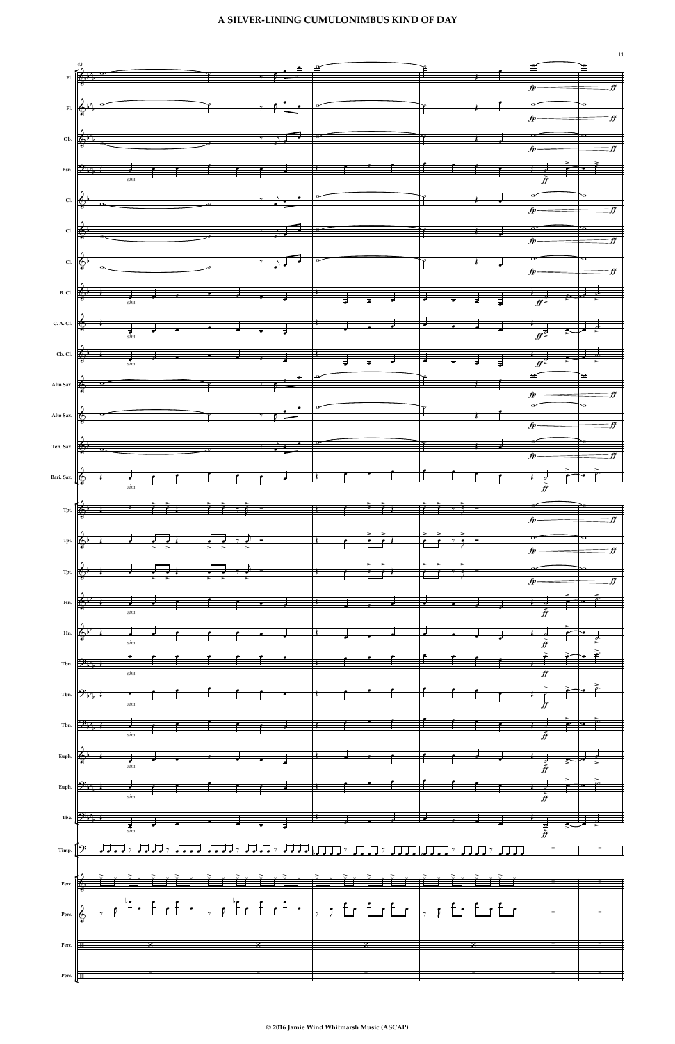# A SILVER-LINING CUMULONIMBUS KIND OF DAY

© 2016 Jamie Wind Whitmarsh Music (ASCAP)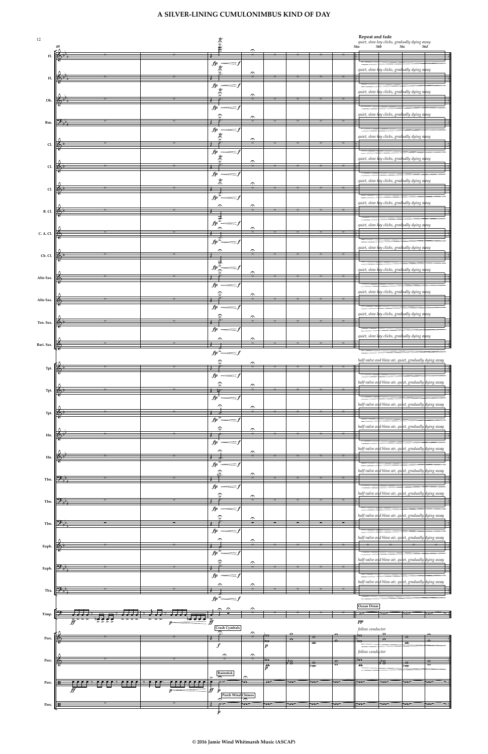# A SILVER-LINING CUMULONIMBUS KIND OF DAY

© 2016 Jamie Wind Whitmarsh Music (ASCAP)